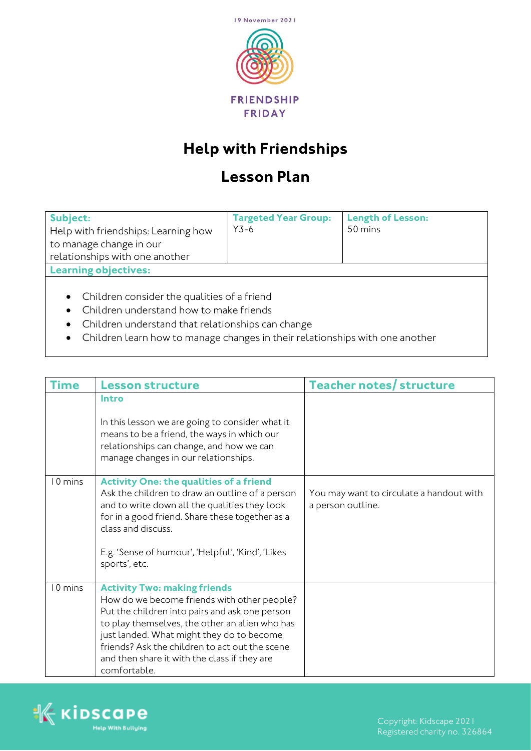19 November 2021

FRIENDSHIP FRIDAY

# Help with Friendships

# Lesson Plan

| **Subject:** Help with friendships: Learning how to manage change in our relationships with one another | **Targeted Year Group:** Y3-6 | **Length of Lesson:** 50 mins |
|---|---|---|

**Learning objectives:**

- Children consider the qualities of a friend
- Children understand how to make friends
- Children understand that relationships can change
- Children learn how to manage changes in their relationships with one another

| Time | Lesson structure | Teacher notes/ structure |
|---|---|---|
| | **Intro**<br><br>In this lesson we are going to consider what it means to be a friend, the ways in which our relationships can change, and how we can manage changes in our relationships. | |
| 10 mins | **Activity One: the qualities of a friend**<br>Ask the children to draw an outline of a person and to write down all the qualities they look for in a good friend. Share these together as a class and discuss.<br><br>E.g. 'Sense of humour', 'Helpful', 'Kind', 'Likes sports', etc. | You may want to circulate a handout with a person outline. |
| 10 mins | **Activity Two: making friends**<br>How do we become friends with other people? Put the children into pairs and ask one person to play themselves, the other an alien who has just landed. What might they do to become friends? Ask the children to act out the scene and then share it with the class if they are comfortable. | |

Kidscape Help With Bullying

Copyright: Kidscape 2021
Registered charity no. 326864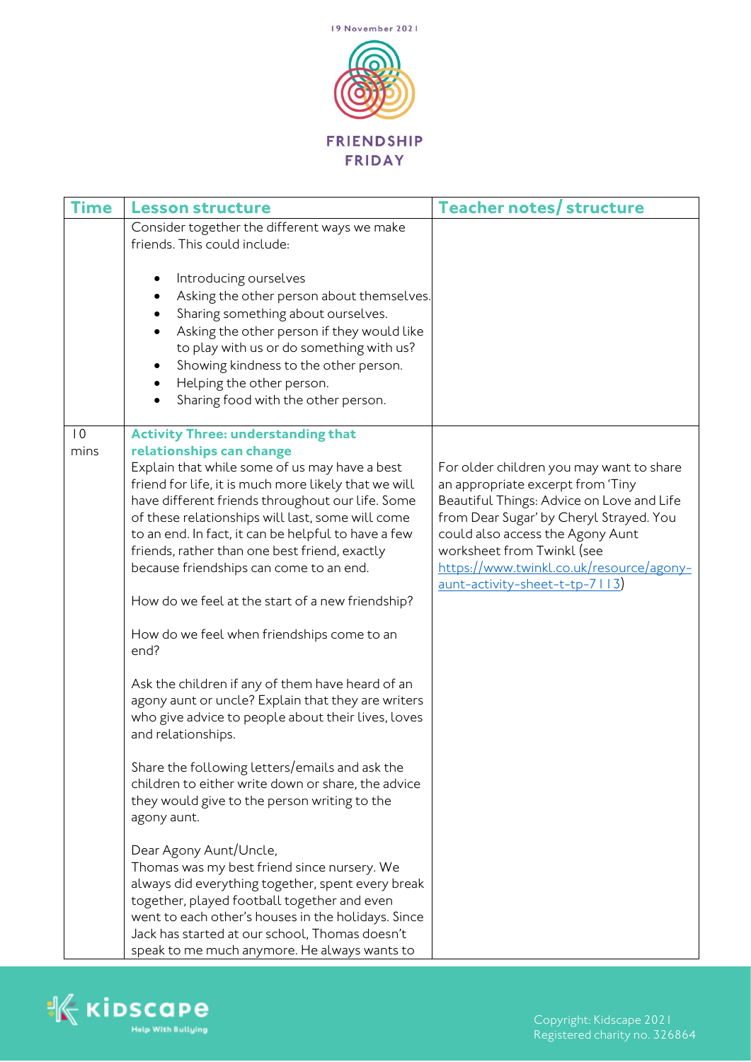| Time | Lesson structure | Teacher notes/ structure |
|---|---|---|
| | Consider together the different ways we make friends. This could include:<br><br>• Introducing ourselves<br>• Asking the other person about themselves.<br>• Sharing something about ourselves.<br>• Asking the other person if they would like to play with us or do something with us?<br>• Showing kindness to the other person.<br>• Helping the other person.<br>• Sharing food with the other person. | |
| 10 mins | **Activity Three: understanding that relationships can change**<br>Explain that while some of us may have a best friend for life, it is much more likely that we will have different friends throughout our life. Some of these relationships will last, some will come to an end. In fact, it can be helpful to have a few friends, rather than one best friend, exactly because friendships can come to an end.<br><br>How do we feel at the start of a new friendship?<br><br>How do we feel when friendships come to an end?<br><br>Ask the children if any of them have heard of an agony aunt or uncle? Explain that they are writers who give advice to people about their lives, loves and relationships.<br><br>Share the following letters/emails and ask the children to either write down or share, the advice they would give to the person writing to the agony aunt.<br><br>Dear Agony Aunt/Uncle,<br>Thomas was my best friend since nursery. We always did everything together, spent every break together, played football together and even went to each other's houses in the holidays. Since Jack has started at our school, Thomas doesn't speak to me much anymore. He always wants to | For older children you may want to share an appropriate excerpt from 'Tiny Beautiful Things: Advice on Love and Life from Dear Sugar' by Cheryl Strayed. You could also access the Agony Aunt worksheet from Twinkl (see https://www.twinkl.co.uk/resource/agony-aunt-activity-sheet-t-tp-7113) |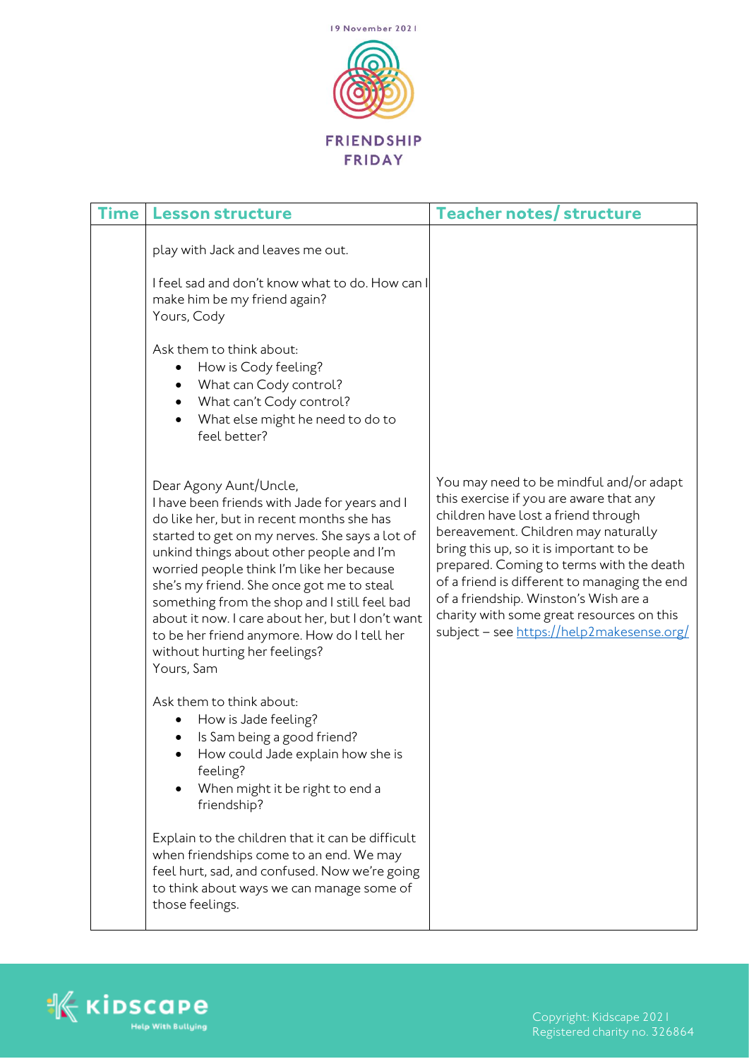| Time | Lesson structure | Teacher notes/ structure |
| --- | --- | --- |
| | play with Jack and leaves me out.<br><br>I feel sad and don't know what to do. How can I make him be my friend again?<br>Yours, Cody<br><br>Ask them to think about:<br>• How is Cody feeling?<br>• What can Cody control?<br>• What can't Cody control?<br>• What else might he need to do to feel better?<br><br>Dear Agony Aunt/Uncle,<br>I have been friends with Jade for years and I do like her, but in recent months she has started to get on my nerves. She says a lot of unkind things about other people and I'm worried people think I'm like her because she's my friend. She once got me to steal something from the shop and I still feel bad about it now. I care about her, but I don't want to be her friend anymore. How do I tell her without hurting her feelings?<br>Yours, Sam<br><br>Ask them to think about:<br>• How is Jade feeling?<br>• Is Sam being a good friend?<br>• How could Jade explain how she is feeling?<br>• When might it be right to end a friendship?<br><br>Explain to the children that it can be difficult when friendships come to an end. We may feel hurt, sad, and confused. Now we're going to think about ways we can manage some of those feelings. | You may need to be mindful and/or adapt this exercise if you are aware that any children have lost a friend through bereavement. Children may naturally bring this up, so it is important to be prepared. Coming to terms with the death of a friend is different to managing the end of a friendship. Winston's Wish are a charity with some great resources on this subject – see https://help2makesense.org/ |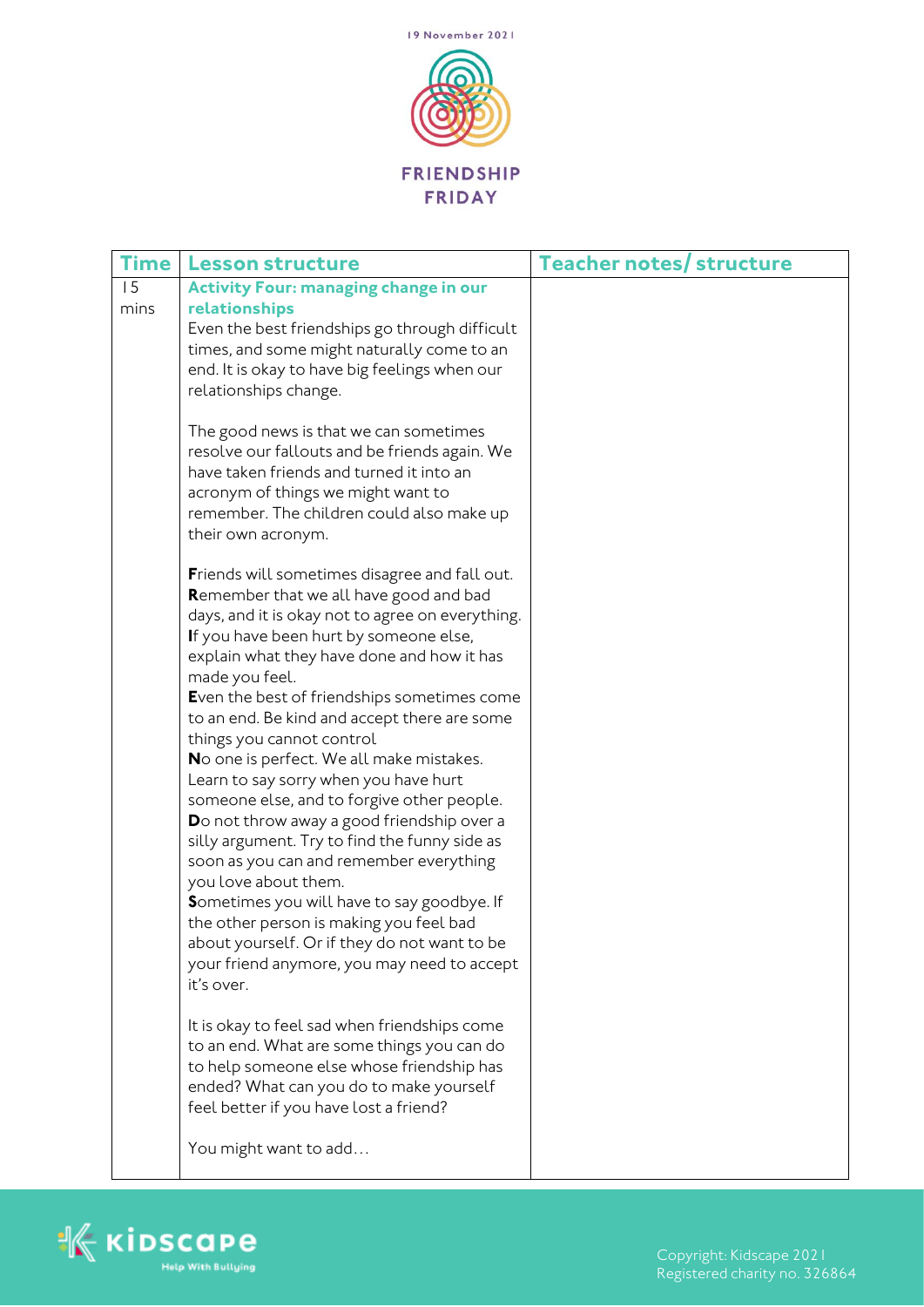19 November 2021

FRIENDSHIP FRIDAY

| Time | Lesson structure | Teacher notes/ structure |
|---|---|---|
| 15 mins | **Activity Four: managing change in our relationships**<br>Even the best friendships go through difficult times, and some might naturally come to an end. It is okay to have big feelings when our relationships change.<br><br>The good news is that we can sometimes resolve our fallouts and be friends again. We have taken friends and turned it into an acronym of things we might want to remember. The children could also make up their own acronym.<br><br>**F**riends will sometimes disagree and fall out.<br>**R**emember that we all have good and bad days, and it is okay not to agree on everything.<br>**I**f you have been hurt by someone else, explain what they have done and how it has made you feel.<br>**E**ven the best of friendships sometimes come to an end. Be kind and accept there are some things you cannot control<br>**N**o one is perfect. We all make mistakes. Learn to say sorry when you have hurt someone else, and to forgive other people.<br>**D**o not throw away a good friendship over a silly argument. Try to find the funny side as soon as you can and remember everything you love about them.<br>**S**ometimes you will have to say goodbye. If the other person is making you feel bad about yourself. Or if they do not want to be your friend anymore, you may need to accept it's over.<br><br>It is okay to feel sad when friendships come to an end. What are some things you can do to help someone else whose friendship has ended? What can you do to make yourself feel better if you have lost a friend?<br><br>You might want to add… | |

Copyright: Kidscape 2021
Registered charity no. 326864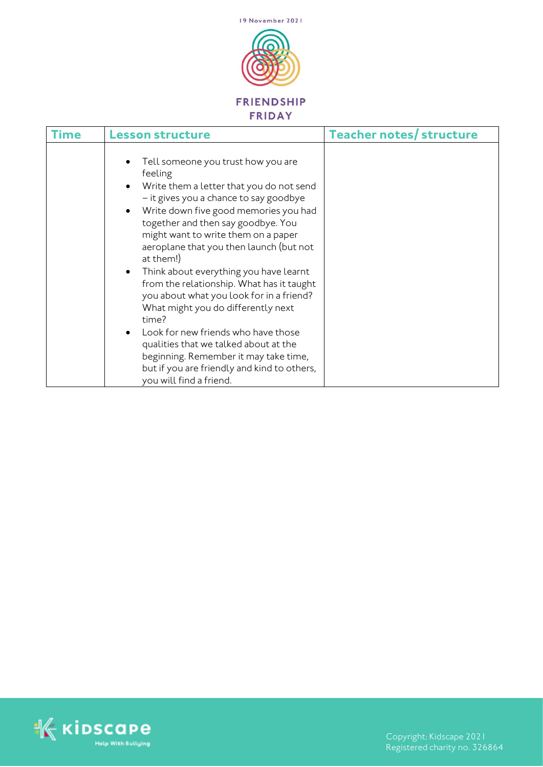| Time | Lesson structure | Teacher notes/ structure |
| --- | --- | --- |
| | • Tell someone you trust how you are feeling<br>• Write them a letter that you do not send – it gives you a chance to say goodbye<br>• Write down five good memories you had together and then say goodbye. You might want to write them on a paper aeroplane that you then launch (but not at them!)<br>• Think about everything you have learnt from the relationship. What has it taught you about what you look for in a friend? What might you do differently next time?<br>• Look for new friends who have those qualities that we talked about at the beginning. Remember it may take time, but if you are friendly and kind to others, you will find a friend. | |